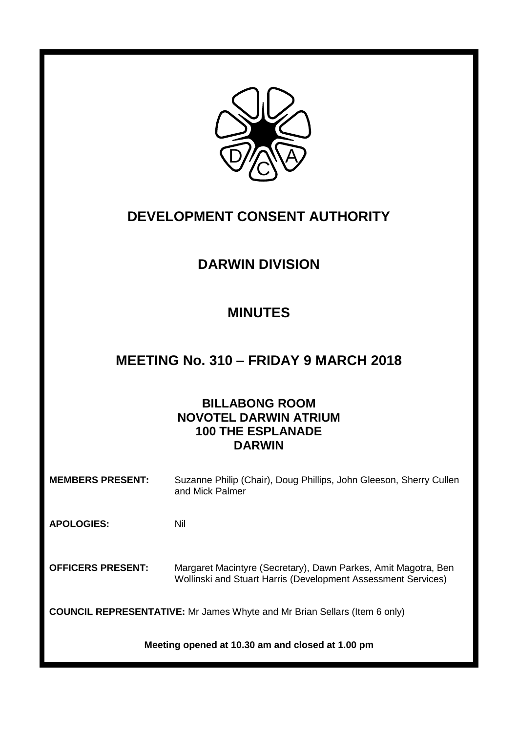# DEVELOPMENT CONSENT AUTHORITY

## DARWIN DIVISION

## MINUTES

## MEETING No. 310 – FRIDAY 9 MARCH 2018

### BILLABONG ROOM
### NOVOTEL DARWIN ATRIUM
### 100 THE ESPLANADE
### DARWIN

**MEMBERS PRESENT:** Suzanne Philip (Chair), Doug Phillips, John Gleeson, Sherry Cullen and Mick Palmer

**APOLOGIES:** Nil

**OFFICERS PRESENT:** Margaret Macintyre (Secretary), Dawn Parkes, Amit Magotra, Ben Wollinski and Stuart Harris (Development Assessment Services)

**COUNCIL REPRESENTATIVE:** Mr James Whyte and Mr Brian Sellars (Item 6 only)

**Meeting opened at 10.30 am and closed at 1.00 pm**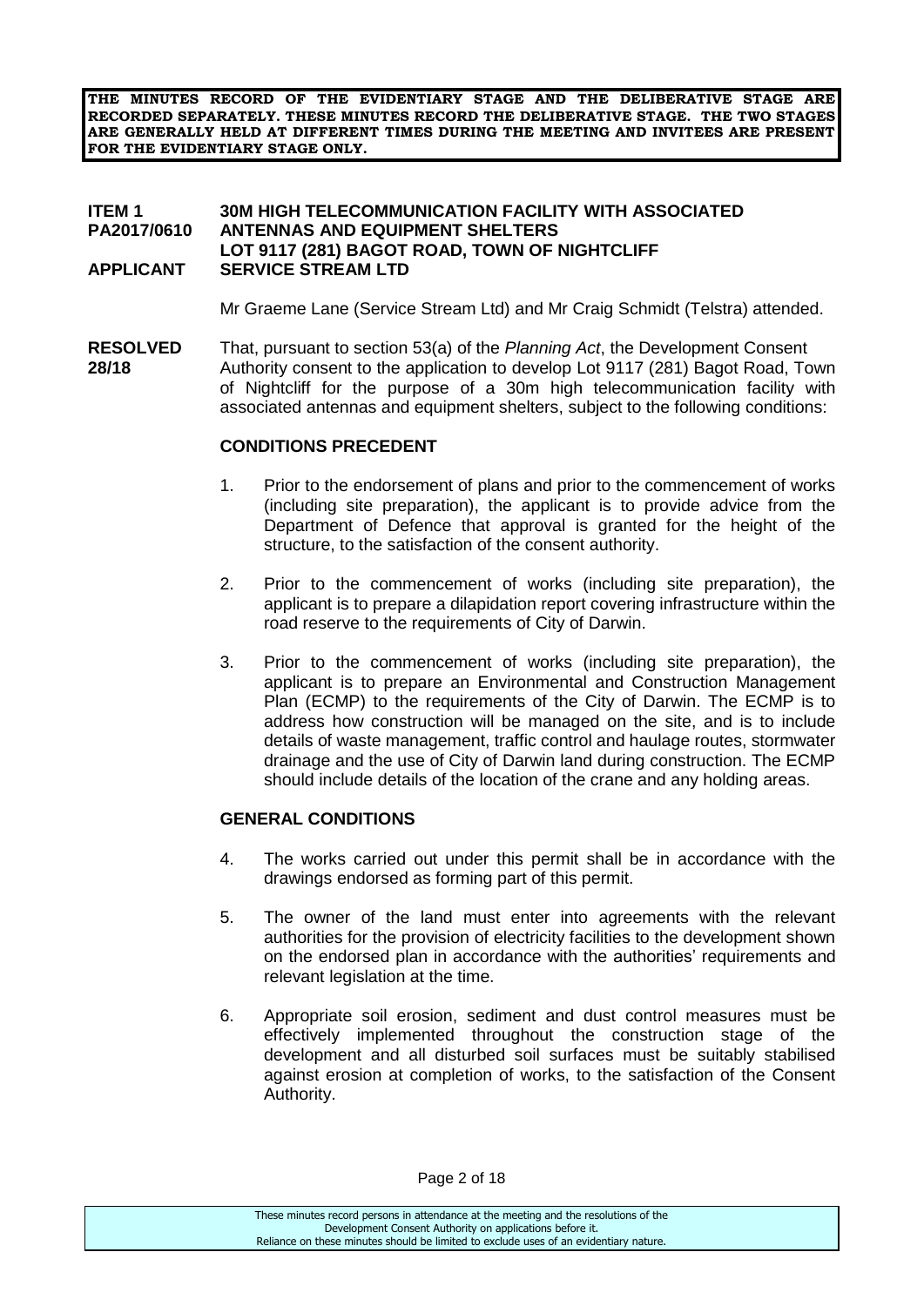**THE MINUTES RECORD OF THE EVIDENTIARY STAGE AND THE DELIBERATIVE STAGE ARE RECORDED SEPARATELY. THESE MINUTES RECORD THE DELIBERATIVE STAGE. THE TWO STAGES ARE GENERALLY HELD AT DIFFERENT TIMES DURING THE MEETING AND INVITEES ARE PRESENT FOR THE EVIDENTIARY STAGE ONLY.**

**ITEM 1 PA2017/0610** **30M HIGH TELECOMMUNICATION FACILITY WITH ASSOCIATED ANTENNAS AND EQUIPMENT SHELTERS LOT 9117 (281) BAGOT ROAD, TOWN OF NIGHTCLIFF**
**APPLICANT** **SERVICE STREAM LTD**

Mr Graeme Lane (Service Stream Ltd) and Mr Craig Schmidt (Telstra) attended.

**RESOLVED 28/18** That, pursuant to section 53(a) of the *Planning Act*, the Development Consent Authority consent to the application to develop Lot 9117 (281) Bagot Road, Town of Nightcliff for the purpose of a 30m high telecommunication facility with associated antennas and equipment shelters, subject to the following conditions:

**CONDITIONS PRECEDENT**

1. Prior to the endorsement of plans and prior to the commencement of works (including site preparation), the applicant is to provide advice from the Department of Defence that approval is granted for the height of the structure, to the satisfaction of the consent authority.

2. Prior to the commencement of works (including site preparation), the applicant is to prepare a dilapidation report covering infrastructure within the road reserve to the requirements of City of Darwin.

3. Prior to the commencement of works (including site preparation), the applicant is to prepare an Environmental and Construction Management Plan (ECMP) to the requirements of the City of Darwin. The ECMP is to address how construction will be managed on the site, and is to include details of waste management, traffic control and haulage routes, stormwater drainage and the use of City of Darwin land during construction. The ECMP should include details of the location of the crane and any holding areas.

**GENERAL CONDITIONS**

4. The works carried out under this permit shall be in accordance with the drawings endorsed as forming part of this permit.

5. The owner of the land must enter into agreements with the relevant authorities for the provision of electricity facilities to the development shown on the endorsed plan in accordance with the authorities' requirements and relevant legislation at the time.

6. Appropriate soil erosion, sediment and dust control measures must be effectively implemented throughout the construction stage of the development and all disturbed soil surfaces must be suitably stabilised against erosion at completion of works, to the satisfaction of the Consent Authority.

These minutes record persons in attendance at the meeting and the resolutions of the Development Consent Authority on applications before it.
Reliance on these minutes should be limited to exclude uses of an evidentiary nature.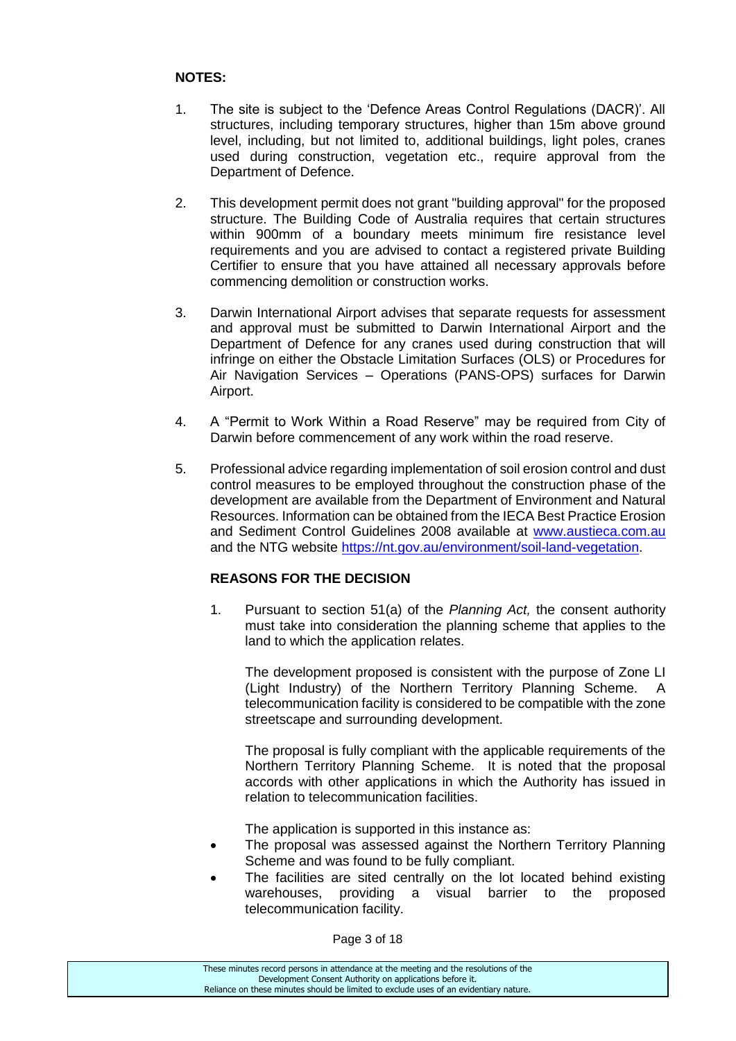**NOTES:**

1. The site is subject to the 'Defence Areas Control Regulations (DACR)'. All structures, including temporary structures, higher than 15m above ground level, including, but not limited to, additional buildings, light poles, cranes used during construction, vegetation etc., require approval from the Department of Defence.

2. This development permit does not grant "building approval" for the proposed structure. The Building Code of Australia requires that certain structures within 900mm of a boundary meets minimum fire resistance level requirements and you are advised to contact a registered private Building Certifier to ensure that you have attained all necessary approvals before commencing demolition or construction works.

3. Darwin International Airport advises that separate requests for assessment and approval must be submitted to Darwin International Airport and the Department of Defence for any cranes used during construction that will infringe on either the Obstacle Limitation Surfaces (OLS) or Procedures for Air Navigation Services – Operations (PANS-OPS) surfaces for Darwin Airport.

4. A "Permit to Work Within a Road Reserve" may be required from City of Darwin before commencement of any work within the road reserve.

5. Professional advice regarding implementation of soil erosion control and dust control measures to be employed throughout the construction phase of the development are available from the Department of Environment and Natural Resources. Information can be obtained from the IECA Best Practice Erosion and Sediment Control Guidelines 2008 available at www.austieca.com.au and the NTG website https://nt.gov.au/environment/soil-land-vegetation.

**REASONS FOR THE DECISION**

1. Pursuant to section 51(a) of the *Planning Act,* the consent authority must take into consideration the planning scheme that applies to the land to which the application relates.

   The development proposed is consistent with the purpose of Zone LI (Light Industry) of the Northern Territory Planning Scheme. A telecommunication facility is considered to be compatible with the zone streetscape and surrounding development.

   The proposal is fully compliant with the applicable requirements of the Northern Territory Planning Scheme. It is noted that the proposal accords with other applications in which the Authority has issued in relation to telecommunication facilities.

   The application is supported in this instance as:

   - The proposal was assessed against the Northern Territory Planning Scheme and was found to be fully compliant.
   - The facilities are sited centrally on the lot located behind existing warehouses, providing a visual barrier to the proposed telecommunication facility.

These minutes record persons in attendance at the meeting and the resolutions of the Development Consent Authority on applications before it. Reliance on these minutes should be limited to exclude uses of an evidentiary nature.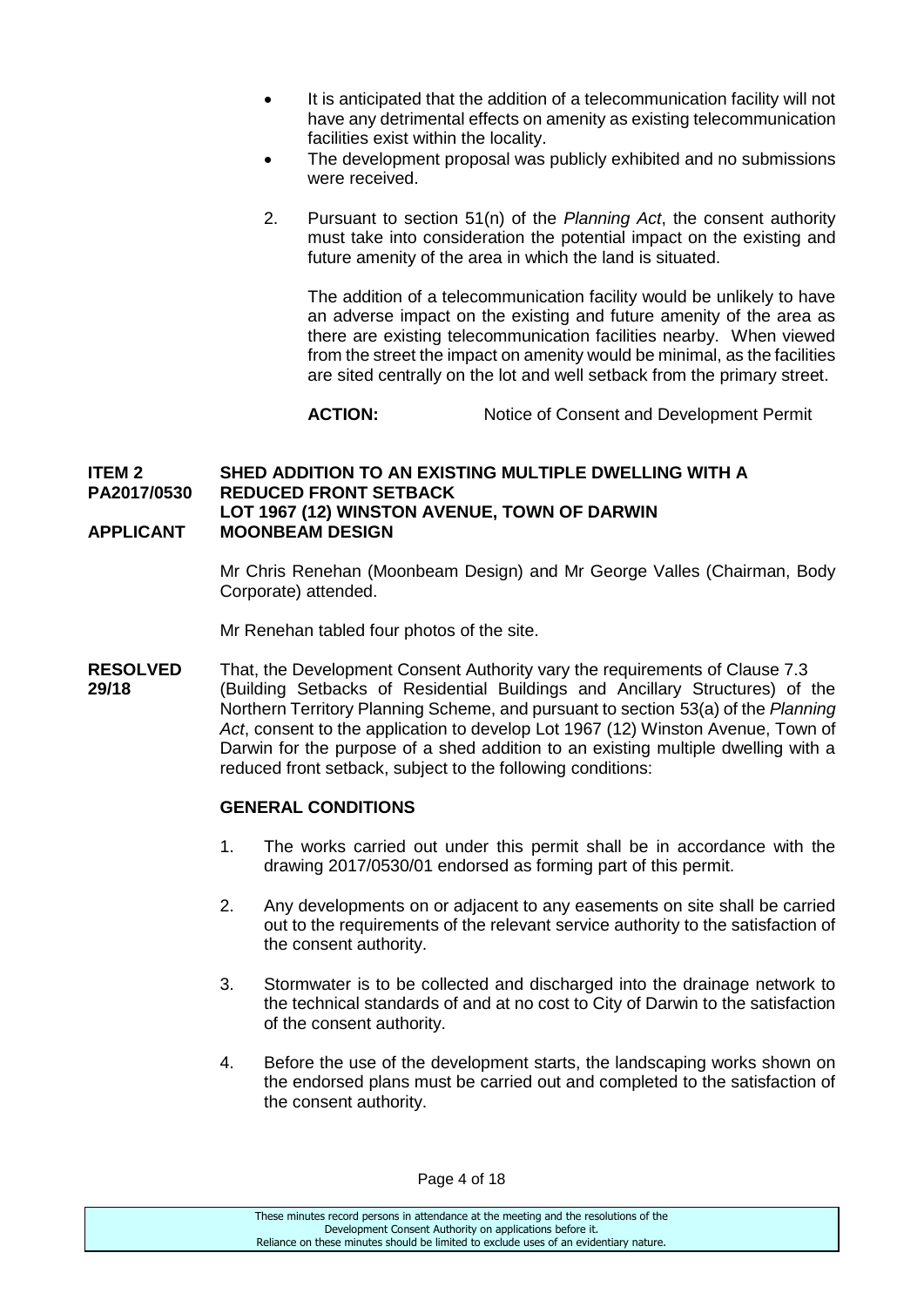- It is anticipated that the addition of a telecommunication facility will not have any detrimental effects on amenity as existing telecommunication facilities exist within the locality.
- The development proposal was publicly exhibited and no submissions were received.

2. Pursuant to section 51(n) of the *Planning Act*, the consent authority must take into consideration the potential impact on the existing and future amenity of the area in which the land is situated.

   The addition of a telecommunication facility would be unlikely to have an adverse impact on the existing and future amenity of the area as there are existing telecommunication facilities nearby. When viewed from the street the impact on amenity would be minimal, as the facilities are sited centrally on the lot and well setback from the primary street.

   **ACTION:** Notice of Consent and Development Permit

**ITEM 2 PA2017/0530 — SHED ADDITION TO AN EXISTING MULTIPLE DWELLING WITH A REDUCED FRONT SETBACK**
**LOT 1967 (12) WINSTON AVENUE, TOWN OF DARWIN**
**APPLICANT — MOONBEAM DESIGN**

Mr Chris Renehan (Moonbeam Design) and Mr George Valles (Chairman, Body Corporate) attended.

Mr Renehan tabled four photos of the site.

**RESOLVED 29/18** That, the Development Consent Authority vary the requirements of Clause 7.3 (Building Setbacks of Residential Buildings and Ancillary Structures) of the Northern Territory Planning Scheme, and pursuant to section 53(a) of the *Planning Act*, consent to the application to develop Lot 1967 (12) Winston Avenue, Town of Darwin for the purpose of a shed addition to an existing multiple dwelling with a reduced front setback, subject to the following conditions:

**GENERAL CONDITIONS**

1. The works carried out under this permit shall be in accordance with the drawing 2017/0530/01 endorsed as forming part of this permit.

2. Any developments on or adjacent to any easements on site shall be carried out to the requirements of the relevant service authority to the satisfaction of the consent authority.

3. Stormwater is to be collected and discharged into the drainage network to the technical standards of and at no cost to City of Darwin to the satisfaction of the consent authority.

4. Before the use of the development starts, the landscaping works shown on the endorsed plans must be carried out and completed to the satisfaction of the consent authority.

These minutes record persons in attendance at the meeting and the resolutions of the Development Consent Authority on applications before it. Reliance on these minutes should be limited to exclude uses of an evidentiary nature.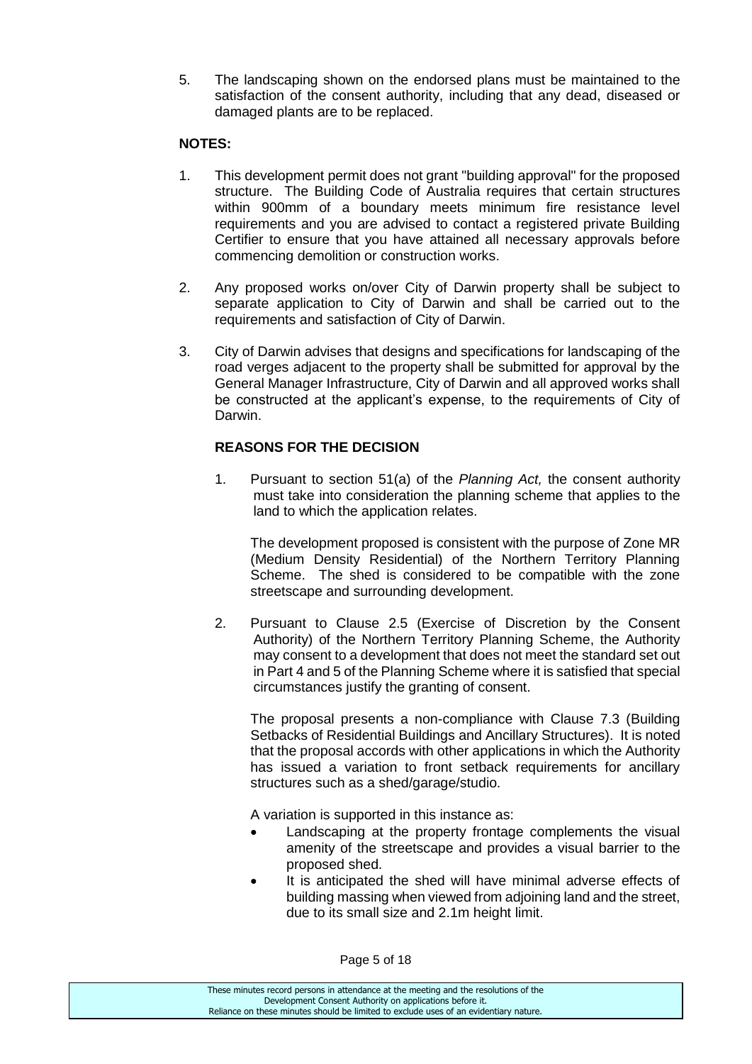5. The landscaping shown on the endorsed plans must be maintained to the satisfaction of the consent authority, including that any dead, diseased or damaged plants are to be replaced.

**NOTES:**

1. This development permit does not grant "building approval" for the proposed structure. The Building Code of Australia requires that certain structures within 900mm of a boundary meets minimum fire resistance level requirements and you are advised to contact a registered private Building Certifier to ensure that you have attained all necessary approvals before commencing demolition or construction works.

2. Any proposed works on/over City of Darwin property shall be subject to separate application to City of Darwin and shall be carried out to the requirements and satisfaction of City of Darwin.

3. City of Darwin advises that designs and specifications for landscaping of the road verges adjacent to the property shall be submitted for approval by the General Manager Infrastructure, City of Darwin and all approved works shall be constructed at the applicant's expense, to the requirements of City of Darwin.

**REASONS FOR THE DECISION**

1. Pursuant to section 51(a) of the *Planning Act,* the consent authority must take into consideration the planning scheme that applies to the land to which the application relates.

   The development proposed is consistent with the purpose of Zone MR (Medium Density Residential) of the Northern Territory Planning Scheme. The shed is considered to be compatible with the zone streetscape and surrounding development.

2. Pursuant to Clause 2.5 (Exercise of Discretion by the Consent Authority) of the Northern Territory Planning Scheme, the Authority may consent to a development that does not meet the standard set out in Part 4 and 5 of the Planning Scheme where it is satisfied that special circumstances justify the granting of consent.

   The proposal presents a non-compliance with Clause 7.3 (Building Setbacks of Residential Buildings and Ancillary Structures). It is noted that the proposal accords with other applications in which the Authority has issued a variation to front setback requirements for ancillary structures such as a shed/garage/studio.

   A variation is supported in this instance as:

   - Landscaping at the property frontage complements the visual amenity of the streetscape and provides a visual barrier to the proposed shed.
   - It is anticipated the shed will have minimal adverse effects of building massing when viewed from adjoining land and the street, due to its small size and 2.1m height limit.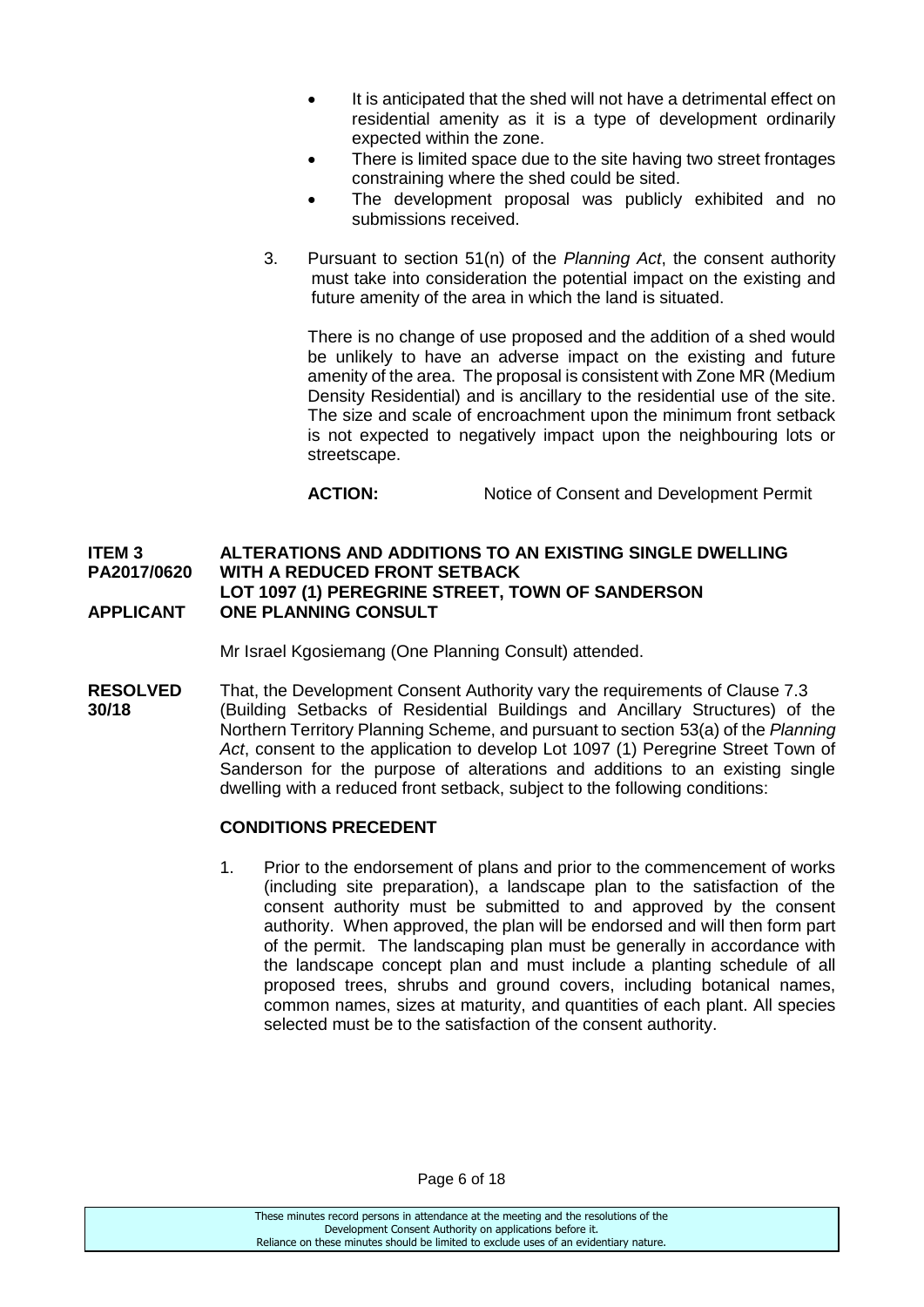- It is anticipated that the shed will not have a detrimental effect on residential amenity as it is a type of development ordinarily expected within the zone.
- There is limited space due to the site having two street frontages constraining where the shed could be sited.
- The development proposal was publicly exhibited and no submissions received.

3. Pursuant to section 51(n) of the *Planning Act*, the consent authority must take into consideration the potential impact on the existing and future amenity of the area in which the land is situated.

   There is no change of use proposed and the addition of a shed would be unlikely to have an adverse impact on the existing and future amenity of the area. The proposal is consistent with Zone MR (Medium Density Residential) and is ancillary to the residential use of the site. The size and scale of encroachment upon the minimum front setback is not expected to negatively impact upon the neighbouring lots or streetscape.

**ACTION:** Notice of Consent and Development Permit

**ITEM 3 PA2017/0620 ALTERATIONS AND ADDITIONS TO AN EXISTING SINGLE DWELLING WITH A REDUCED FRONT SETBACK**
**LOT 1097 (1) PEREGRINE STREET, TOWN OF SANDERSON**
**APPLICANT ONE PLANNING CONSULT**

Mr Israel Kgosiemang (One Planning Consult) attended.

**RESOLVED 30/18** That, the Development Consent Authority vary the requirements of Clause 7.3 (Building Setbacks of Residential Buildings and Ancillary Structures) of the Northern Territory Planning Scheme, and pursuant to section 53(a) of the *Planning Act*, consent to the application to develop Lot 1097 (1) Peregrine Street Town of Sanderson for the purpose of alterations and additions to an existing single dwelling with a reduced front setback, subject to the following conditions:

**CONDITIONS PRECEDENT**

1. Prior to the endorsement of plans and prior to the commencement of works (including site preparation), a landscape plan to the satisfaction of the consent authority must be submitted to and approved by the consent authority. When approved, the plan will be endorsed and will then form part of the permit. The landscaping plan must be generally in accordance with the landscape concept plan and must include a planting schedule of all proposed trees, shrubs and ground covers, including botanical names, common names, sizes at maturity, and quantities of each plant. All species selected must be to the satisfaction of the consent authority.

These minutes record persons in attendance at the meeting and the resolutions of the Development Consent Authority on applications before it. Reliance on these minutes should be limited to exclude uses of an evidentiary nature.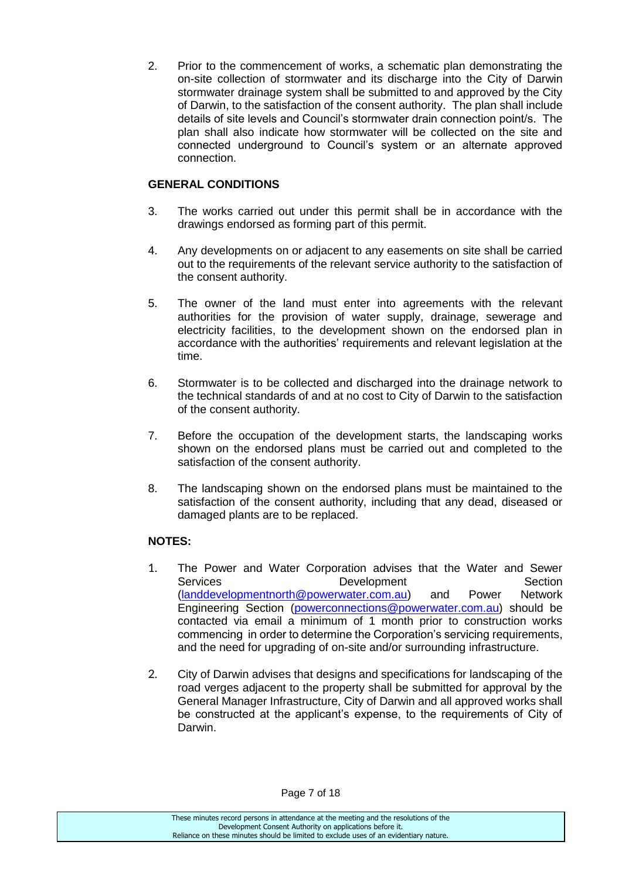2. Prior to the commencement of works, a schematic plan demonstrating the on-site collection of stormwater and its discharge into the City of Darwin stormwater drainage system shall be submitted to and approved by the City of Darwin, to the satisfaction of the consent authority. The plan shall include details of site levels and Council's stormwater drain connection point/s. The plan shall also indicate how stormwater will be collected on the site and connected underground to Council's system or an alternate approved connection.

**GENERAL CONDITIONS**

3. The works carried out under this permit shall be in accordance with the drawings endorsed as forming part of this permit.

4. Any developments on or adjacent to any easements on site shall be carried out to the requirements of the relevant service authority to the satisfaction of the consent authority.

5. The owner of the land must enter into agreements with the relevant authorities for the provision of water supply, drainage, sewerage and electricity facilities, to the development shown on the endorsed plan in accordance with the authorities' requirements and relevant legislation at the time.

6. Stormwater is to be collected and discharged into the drainage network to the technical standards of and at no cost to City of Darwin to the satisfaction of the consent authority.

7. Before the occupation of the development starts, the landscaping works shown on the endorsed plans must be carried out and completed to the satisfaction of the consent authority.

8. The landscaping shown on the endorsed plans must be maintained to the satisfaction of the consent authority, including that any dead, diseased or damaged plants are to be replaced.

**NOTES:**

1. The Power and Water Corporation advises that the Water and Sewer Services Development Section (landdevelopmentnorth@powerwater.com.au) and Power Network Engineering Section (powerconnections@powerwater.com.au) should be contacted via email a minimum of 1 month prior to construction works commencing in order to determine the Corporation's servicing requirements, and the need for upgrading of on-site and/or surrounding infrastructure.

2. City of Darwin advises that designs and specifications for landscaping of the road verges adjacent to the property shall be submitted for approval by the General Manager Infrastructure, City of Darwin and all approved works shall be constructed at the applicant's expense, to the requirements of City of Darwin.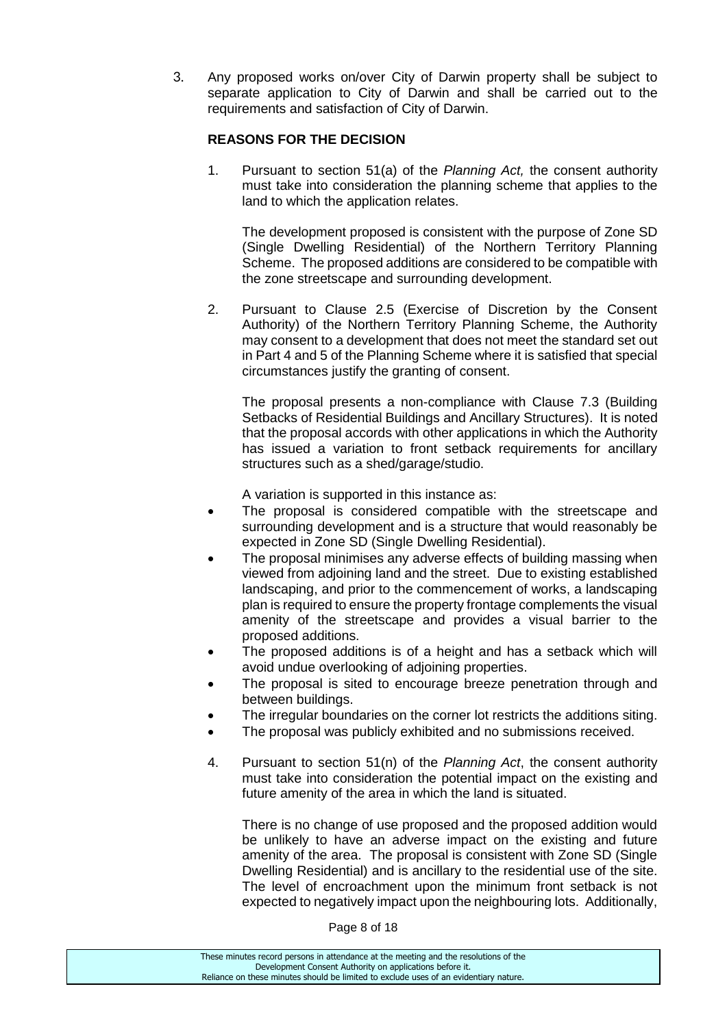3. Any proposed works on/over City of Darwin property shall be subject to separate application to City of Darwin and shall be carried out to the requirements and satisfaction of City of Darwin.

**REASONS FOR THE DECISION**

1. Pursuant to section 51(a) of the *Planning Act,* the consent authority must take into consideration the planning scheme that applies to the land to which the application relates.

   The development proposed is consistent with the purpose of Zone SD (Single Dwelling Residential) of the Northern Territory Planning Scheme. The proposed additions are considered to be compatible with the zone streetscape and surrounding development.

2. Pursuant to Clause 2.5 (Exercise of Discretion by the Consent Authority) of the Northern Territory Planning Scheme, the Authority may consent to a development that does not meet the standard set out in Part 4 and 5 of the Planning Scheme where it is satisfied that special circumstances justify the granting of consent.

   The proposal presents a non-compliance with Clause 7.3 (Building Setbacks of Residential Buildings and Ancillary Structures). It is noted that the proposal accords with other applications in which the Authority has issued a variation to front setback requirements for ancillary structures such as a shed/garage/studio.

   A variation is supported in this instance as:

   - The proposal is considered compatible with the streetscape and surrounding development and is a structure that would reasonably be expected in Zone SD (Single Dwelling Residential).
   - The proposal minimises any adverse effects of building massing when viewed from adjoining land and the street. Due to existing established landscaping, and prior to the commencement of works, a landscaping plan is required to ensure the property frontage complements the visual amenity of the streetscape and provides a visual barrier to the proposed additions.
   - The proposed additions is of a height and has a setback which will avoid undue overlooking of adjoining properties.
   - The proposal is sited to encourage breeze penetration through and between buildings.
   - The irregular boundaries on the corner lot restricts the additions siting.
   - The proposal was publicly exhibited and no submissions received.

4. Pursuant to section 51(n) of the *Planning Act*, the consent authority must take into consideration the potential impact on the existing and future amenity of the area in which the land is situated.

   There is no change of use proposed and the proposed addition would be unlikely to have an adverse impact on the existing and future amenity of the area. The proposal is consistent with Zone SD (Single Dwelling Residential) and is ancillary to the residential use of the site. The level of encroachment upon the minimum front setback is not expected to negatively impact upon the neighbouring lots. Additionally,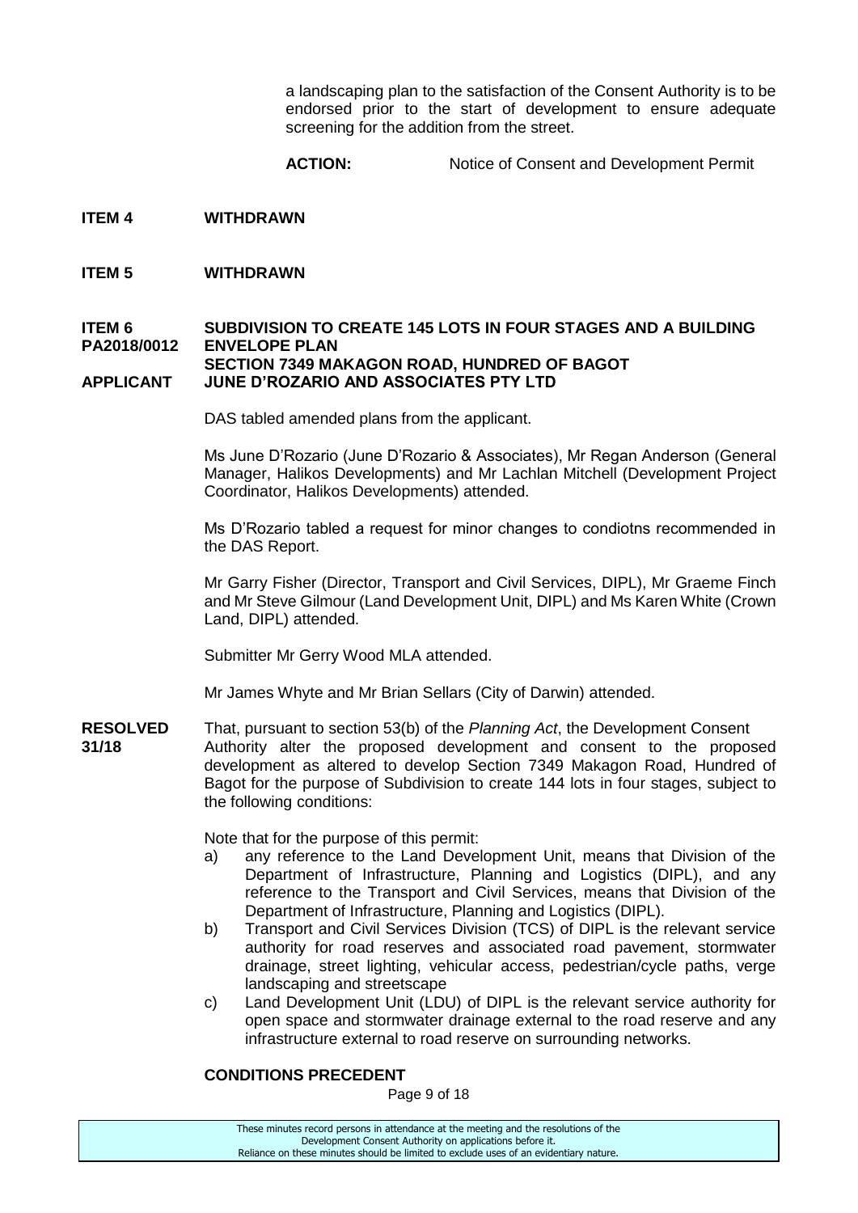a landscaping plan to the satisfaction of the Consent Authority is to be endorsed prior to the start of development to ensure adequate screening for the addition from the street.

**ACTION:** Notice of Consent and Development Permit

**ITEM 4 WITHDRAWN**

**ITEM 5 WITHDRAWN**

**ITEM 6 SUBDIVISION TO CREATE 145 LOTS IN FOUR STAGES AND A BUILDING**
**PA2018/0012 ENVELOPE PLAN**
**SECTION 7349 MAKAGON ROAD, HUNDRED OF BAGOT**
**APPLICANT JUNE D'ROZARIO AND ASSOCIATES PTY LTD**

DAS tabled amended plans from the applicant.

Ms June D'Rozario (June D'Rozario & Associates), Mr Regan Anderson (General Manager, Halikos Developments) and Mr Lachlan Mitchell (Development Project Coordinator, Halikos Developments) attended.

Ms D'Rozario tabled a request for minor changes to condiotns recommended in the DAS Report.

Mr Garry Fisher (Director, Transport and Civil Services, DIPL), Mr Graeme Finch and Mr Steve Gilmour (Land Development Unit, DIPL) and Ms Karen White (Crown Land, DIPL) attended.

Submitter Mr Gerry Wood MLA attended.

Mr James Whyte and Mr Brian Sellars (City of Darwin) attended.

**RESOLVED 31/18** That, pursuant to section 53(b) of the *Planning Act*, the Development Consent Authority alter the proposed development and consent to the proposed development as altered to develop Section 7349 Makagon Road, Hundred of Bagot for the purpose of Subdivision to create 144 lots in four stages, subject to the following conditions:

Note that for the purpose of this permit:

a) any reference to the Land Development Unit, means that Division of the Department of Infrastructure, Planning and Logistics (DIPL), and any reference to the Transport and Civil Services, means that Division of the Department of Infrastructure, Planning and Logistics (DIPL).
b) Transport and Civil Services Division (TCS) of DIPL is the relevant service authority for road reserves and associated road pavement, stormwater drainage, street lighting, vehicular access, pedestrian/cycle paths, verge landscaping and streetscape
c) Land Development Unit (LDU) of DIPL is the relevant service authority for open space and stormwater drainage external to the road reserve and any infrastructure external to road reserve on surrounding networks.

**CONDITIONS PRECEDENT**

These minutes record persons in attendance at the meeting and the resolutions of the Development Consent Authority on applications before it.
Reliance on these minutes should be limited to exclude uses of an evidentiary nature.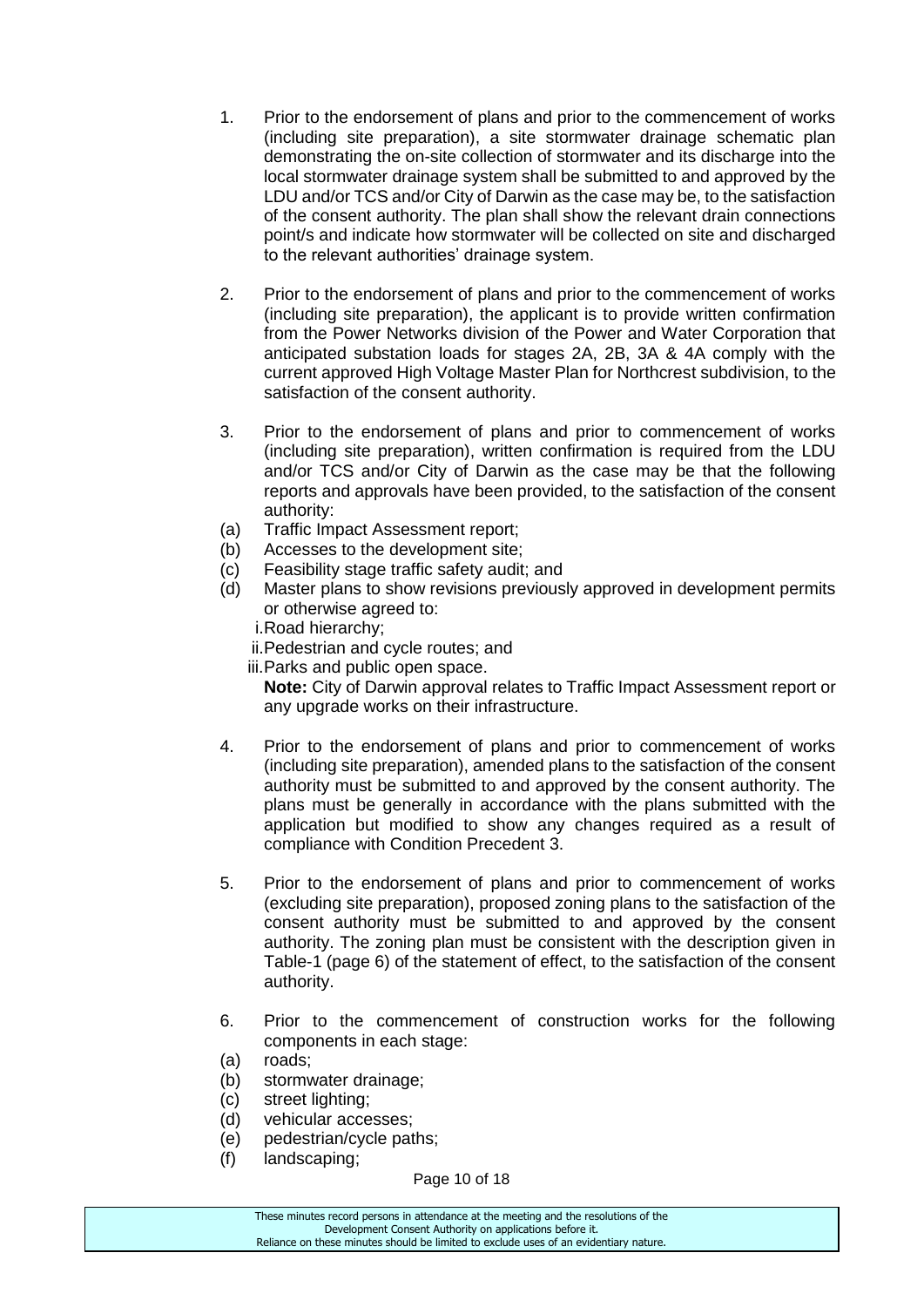1. Prior to the endorsement of plans and prior to the commencement of works (including site preparation), a site stormwater drainage schematic plan demonstrating the on-site collection of stormwater and its discharge into the local stormwater drainage system shall be submitted to and approved by the LDU and/or TCS and/or City of Darwin as the case may be, to the satisfaction of the consent authority. The plan shall show the relevant drain connections point/s and indicate how stormwater will be collected on site and discharged to the relevant authorities' drainage system.

2. Prior to the endorsement of plans and prior to the commencement of works (including site preparation), the applicant is to provide written confirmation from the Power Networks division of the Power and Water Corporation that anticipated substation loads for stages 2A, 2B, 3A & 4A comply with the current approved High Voltage Master Plan for Northcrest subdivision, to the satisfaction of the consent authority.

3. Prior to the endorsement of plans and prior to commencement of works (including site preparation), written confirmation is required from the LDU and/or TCS and/or City of Darwin as the case may be that the following reports and approvals have been provided, to the satisfaction of the consent authority:

   (a) Traffic Impact Assessment report;

   (b) Accesses to the development site;

   (c) Feasibility stage traffic safety audit; and

   (d) Master plans to show revisions previously approved in development permits or otherwise agreed to:

      i. Road hierarchy;

      ii. Pedestrian and cycle routes; and

      iii. Parks and public open space.

   **Note:** City of Darwin approval relates to Traffic Impact Assessment report or any upgrade works on their infrastructure.

4. Prior to the endorsement of plans and prior to commencement of works (including site preparation), amended plans to the satisfaction of the consent authority must be submitted to and approved by the consent authority. The plans must be generally in accordance with the plans submitted with the application but modified to show any changes required as a result of compliance with Condition Precedent 3.

5. Prior to the endorsement of plans and prior to commencement of works (excluding site preparation), proposed zoning plans to the satisfaction of the consent authority must be submitted to and approved by the consent authority. The zoning plan must be consistent with the description given in Table-1 (page 6) of the statement of effect, to the satisfaction of the consent authority.

6. Prior to the commencement of construction works for the following components in each stage:

   (a) roads;

   (b) stormwater drainage;

   (c) street lighting;

   (d) vehicular accesses;

   (e) pedestrian/cycle paths;

   (f) landscaping;

These minutes record persons in attendance at the meeting and the resolutions of the Development Consent Authority on applications before it.
Reliance on these minutes should be limited to exclude uses of an evidentiary nature.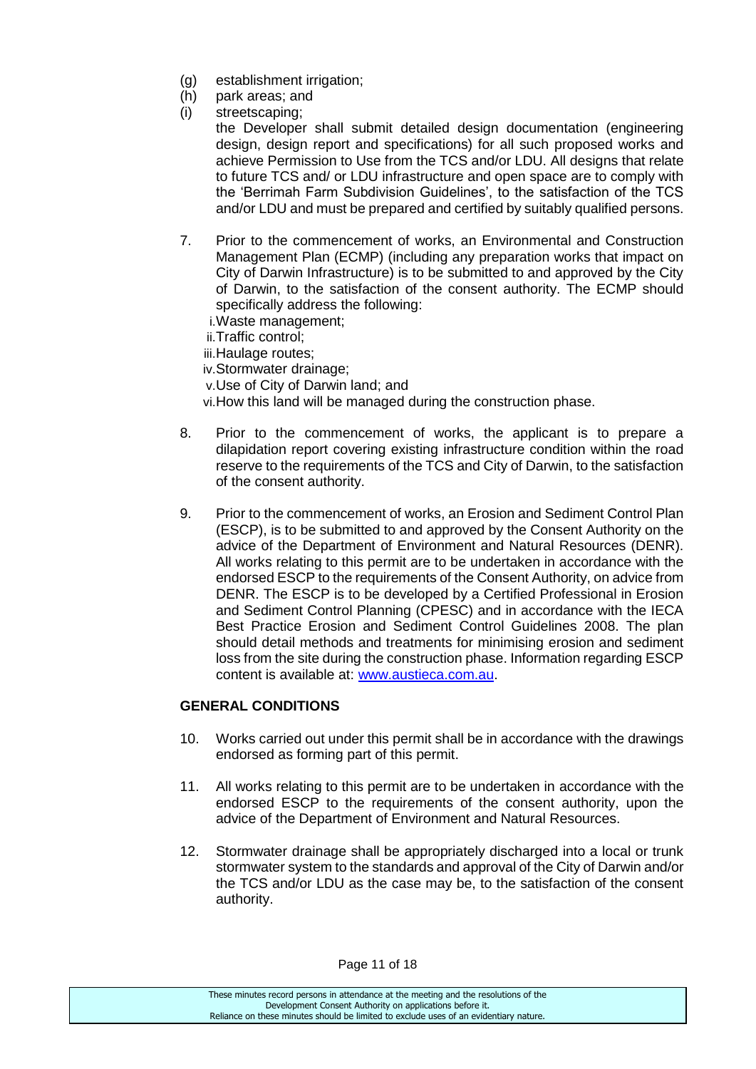(g) establishment irrigation;
(h) park areas; and
(i) streetscaping;

the Developer shall submit detailed design documentation (engineering design, design report and specifications) for all such proposed works and achieve Permission to Use from the TCS and/or LDU. All designs that relate to future TCS and/ or LDU infrastructure and open space are to comply with the 'Berrimah Farm Subdivision Guidelines', to the satisfaction of the TCS and/or LDU and must be prepared and certified by suitably qualified persons.

7. Prior to the commencement of works, an Environmental and Construction Management Plan (ECMP) (including any preparation works that impact on City of Darwin Infrastructure) is to be submitted to and approved by the City of Darwin, to the satisfaction of the consent authority. The ECMP should specifically address the following:
   i. Waste management;
   ii. Traffic control;
   iii. Haulage routes;
   iv. Stormwater drainage;
   v. Use of City of Darwin land; and
   vi. How this land will be managed during the construction phase.

8. Prior to the commencement of works, the applicant is to prepare a dilapidation report covering existing infrastructure condition within the road reserve to the requirements of the TCS and City of Darwin, to the satisfaction of the consent authority.

9. Prior to the commencement of works, an Erosion and Sediment Control Plan (ESCP), is to be submitted to and approved by the Consent Authority on the advice of the Department of Environment and Natural Resources (DENR). All works relating to this permit are to be undertaken in accordance with the endorsed ESCP to the requirements of the Consent Authority, on advice from DENR. The ESCP is to be developed by a Certified Professional in Erosion and Sediment Control Planning (CPESC) and in accordance with the IECA Best Practice Erosion and Sediment Control Guidelines 2008. The plan should detail methods and treatments for minimising erosion and sediment loss from the site during the construction phase. Information regarding ESCP content is available at: www.austieca.com.au.

**GENERAL CONDITIONS**

10. Works carried out under this permit shall be in accordance with the drawings endorsed as forming part of this permit.

11. All works relating to this permit are to be undertaken in accordance with the endorsed ESCP to the requirements of the consent authority, upon the advice of the Department of Environment and Natural Resources.

12. Stormwater drainage shall be appropriately discharged into a local or trunk stormwater system to the standards and approval of the City of Darwin and/or the TCS and/or LDU as the case may be, to the satisfaction of the consent authority.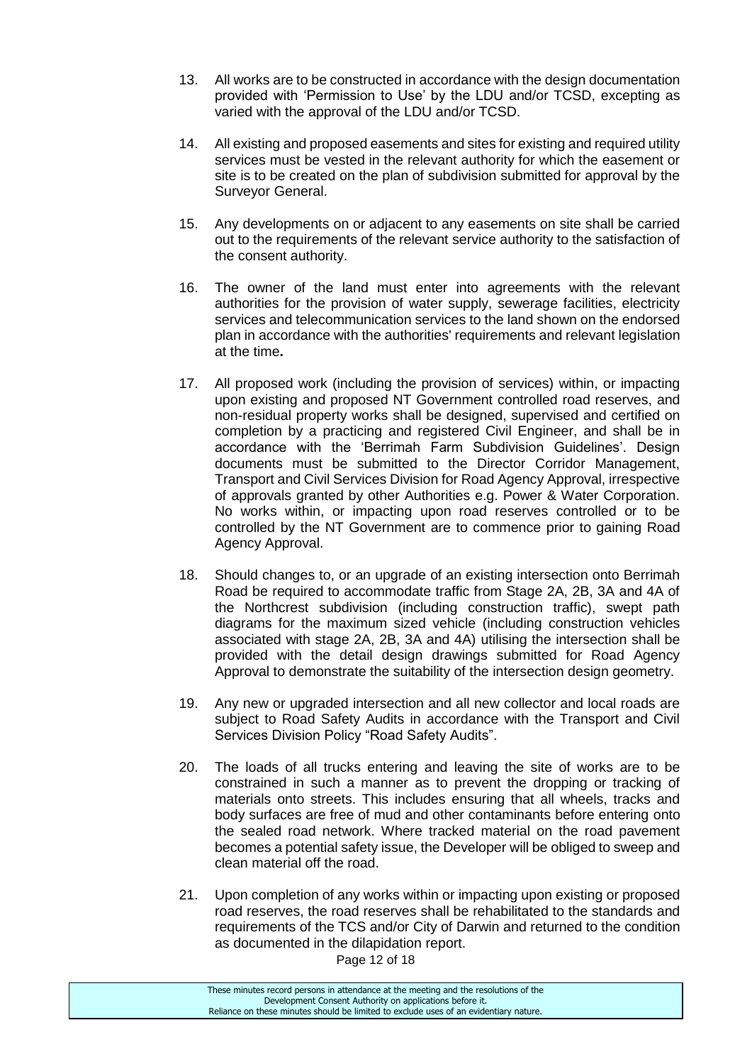13. All works are to be constructed in accordance with the design documentation provided with 'Permission to Use' by the LDU and/or TCSD, excepting as varied with the approval of the LDU and/or TCSD.

14. All existing and proposed easements and sites for existing and required utility services must be vested in the relevant authority for which the easement or site is to be created on the plan of subdivision submitted for approval by the Surveyor General.

15. Any developments on or adjacent to any easements on site shall be carried out to the requirements of the relevant service authority to the satisfaction of the consent authority.

16. The owner of the land must enter into agreements with the relevant authorities for the provision of water supply, sewerage facilities, electricity services and telecommunication services to the land shown on the endorsed plan in accordance with the authorities' requirements and relevant legislation at the time**.**

17. All proposed work (including the provision of services) within, or impacting upon existing and proposed NT Government controlled road reserves, and non-residual property works shall be designed, supervised and certified on completion by a practicing and registered Civil Engineer, and shall be in accordance with the 'Berrimah Farm Subdivision Guidelines'. Design documents must be submitted to the Director Corridor Management, Transport and Civil Services Division for Road Agency Approval, irrespective of approvals granted by other Authorities e.g. Power & Water Corporation. No works within, or impacting upon road reserves controlled or to be controlled by the NT Government are to commence prior to gaining Road Agency Approval.

18. Should changes to, or an upgrade of an existing intersection onto Berrimah Road be required to accommodate traffic from Stage 2A, 2B, 3A and 4A of the Northcrest subdivision (including construction traffic), swept path diagrams for the maximum sized vehicle (including construction vehicles associated with stage 2A, 2B, 3A and 4A) utilising the intersection shall be provided with the detail design drawings submitted for Road Agency Approval to demonstrate the suitability of the intersection design geometry.

19. Any new or upgraded intersection and all new collector and local roads are subject to Road Safety Audits in accordance with the Transport and Civil Services Division Policy "Road Safety Audits".

20. The loads of all trucks entering and leaving the site of works are to be constrained in such a manner as to prevent the dropping or tracking of materials onto streets. This includes ensuring that all wheels, tracks and body surfaces are free of mud and other contaminants before entering onto the sealed road network. Where tracked material on the road pavement becomes a potential safety issue, the Developer will be obliged to sweep and clean material off the road.

21. Upon completion of any works within or impacting upon existing or proposed road reserves, the road reserves shall be rehabilitated to the standards and requirements of the TCS and/or City of Darwin and returned to the condition as documented in the dilapidation report.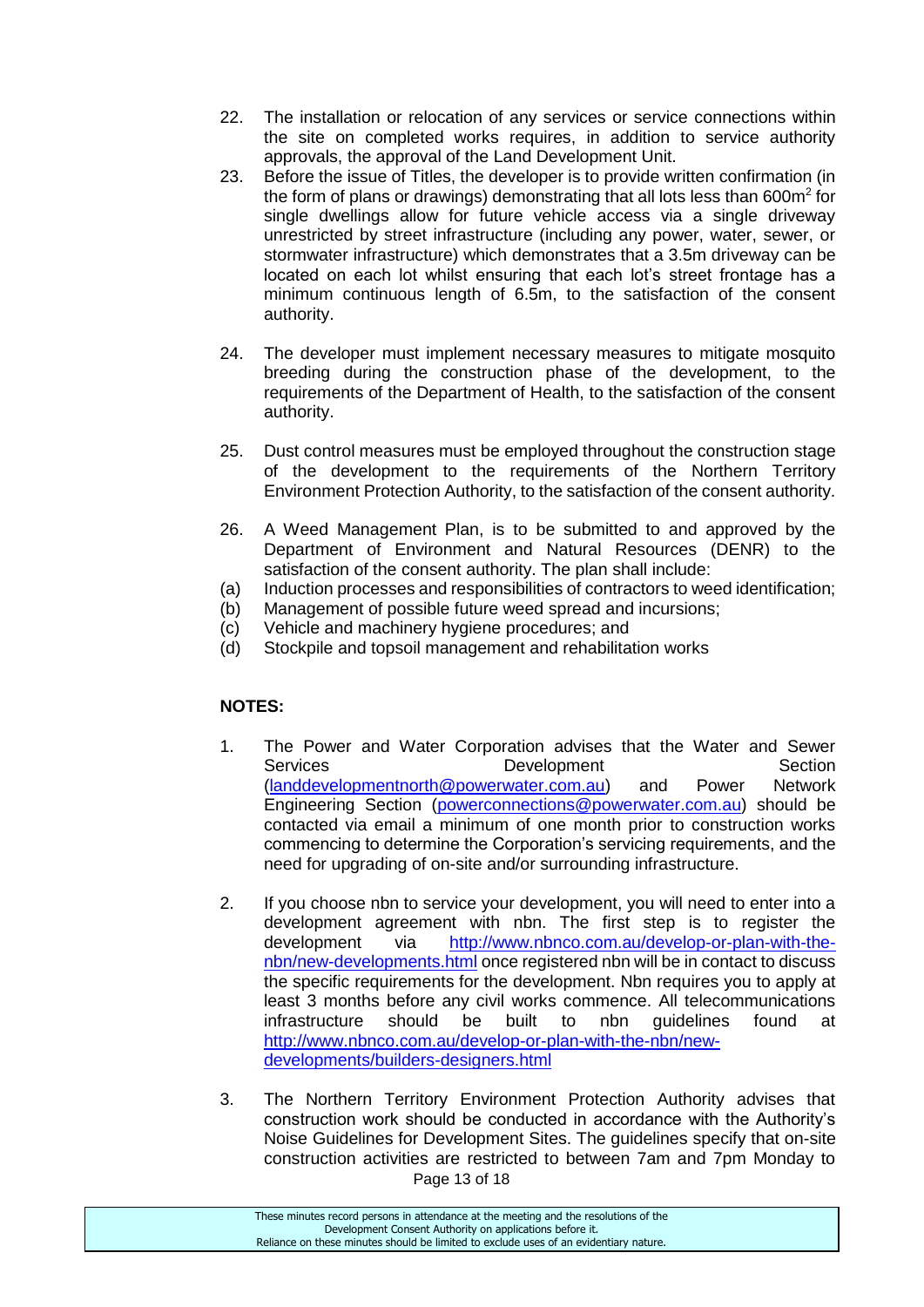22. The installation or relocation of any services or service connections within the site on completed works requires, in addition to service authority approvals, the approval of the Land Development Unit.
23. Before the issue of Titles, the developer is to provide written confirmation (in the form of plans or drawings) demonstrating that all lots less than 600m$^2$ for single dwellings allow for future vehicle access via a single driveway unrestricted by street infrastructure (including any power, water, sewer, or stormwater infrastructure) which demonstrates that a 3.5m driveway can be located on each lot whilst ensuring that each lot's street frontage has a minimum continuous length of 6.5m, to the satisfaction of the consent authority.

24. The developer must implement necessary measures to mitigate mosquito breeding during the construction phase of the development, to the requirements of the Department of Health, to the satisfaction of the consent authority.

25. Dust control measures must be employed throughout the construction stage of the development to the requirements of the Northern Territory Environment Protection Authority, to the satisfaction of the consent authority.

26. A Weed Management Plan, is to be submitted to and approved by the Department of Environment and Natural Resources (DENR) to the satisfaction of the consent authority. The plan shall include:

(a) Induction processes and responsibilities of contractors to weed identification;
(b) Management of possible future weed spread and incursions;
(c) Vehicle and machinery hygiene procedures; and
(d) Stockpile and topsoil management and rehabilitation works

**NOTES:**

1. The Power and Water Corporation advises that the Water and Sewer Services Development Section (landdevelopmentnorth@powerwater.com.au) and Power Network Engineering Section (powerconnections@powerwater.com.au) should be contacted via email a minimum of one month prior to construction works commencing to determine the Corporation's servicing requirements, and the need for upgrading of on-site and/or surrounding infrastructure.

2. If you choose nbn to service your development, you will need to enter into a development agreement with nbn. The first step is to register the development via http://www.nbnco.com.au/develop-or-plan-with-the-nbn/new-developments.html once registered nbn will be in contact to discuss the specific requirements for the development. Nbn requires you to apply at least 3 months before any civil works commence. All telecommunications infrastructure should be built to nbn guidelines found at http://www.nbnco.com.au/develop-or-plan-with-the-nbn/new-developments/builders-designers.html

3. The Northern Territory Environment Protection Authority advises that construction work should be conducted in accordance with the Authority's Noise Guidelines for Development Sites. The guidelines specify that on-site construction activities are restricted to between 7am and 7pm Monday to

These minutes record persons in attendance at the meeting and the resolutions of the Development Consent Authority on applications before it. Reliance on these minutes should be limited to exclude uses of an evidentiary nature.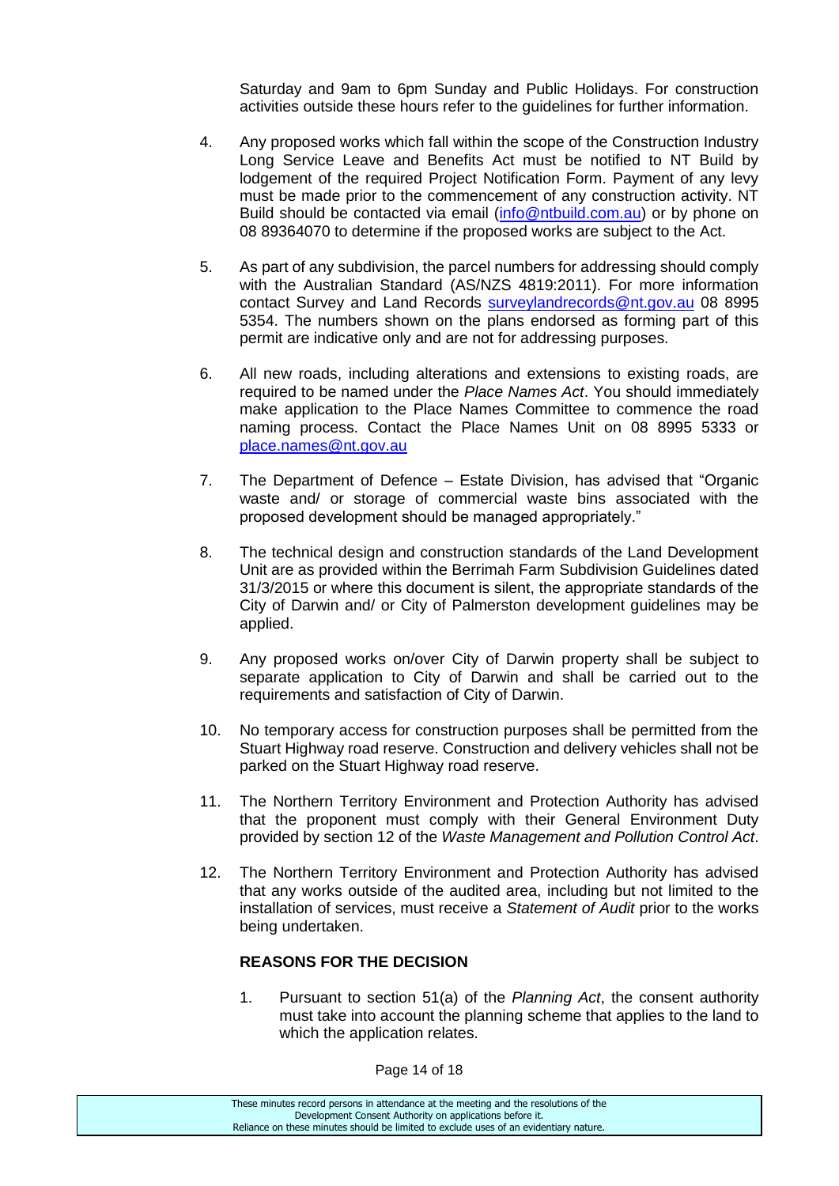Saturday and 9am to 6pm Sunday and Public Holidays. For construction activities outside these hours refer to the guidelines for further information.

4. Any proposed works which fall within the scope of the Construction Industry Long Service Leave and Benefits Act must be notified to NT Build by lodgement of the required Project Notification Form. Payment of any levy must be made prior to the commencement of any construction activity. NT Build should be contacted via email (info@ntbuild.com.au) or by phone on 08 89364070 to determine if the proposed works are subject to the Act.

5. As part of any subdivision, the parcel numbers for addressing should comply with the Australian Standard (AS/NZS 4819:2011). For more information contact Survey and Land Records surveylandrecords@nt.gov.au 08 8995 5354. The numbers shown on the plans endorsed as forming part of this permit are indicative only and are not for addressing purposes.

6. All new roads, including alterations and extensions to existing roads, are required to be named under the *Place Names Act*. You should immediately make application to the Place Names Committee to commence the road naming process. Contact the Place Names Unit on 08 8995 5333 or place.names@nt.gov.au

7. The Department of Defence – Estate Division, has advised that "Organic waste and/ or storage of commercial waste bins associated with the proposed development should be managed appropriately."

8. The technical design and construction standards of the Land Development Unit are as provided within the Berrimah Farm Subdivision Guidelines dated 31/3/2015 or where this document is silent, the appropriate standards of the City of Darwin and/ or City of Palmerston development guidelines may be applied.

9. Any proposed works on/over City of Darwin property shall be subject to separate application to City of Darwin and shall be carried out to the requirements and satisfaction of City of Darwin.

10. No temporary access for construction purposes shall be permitted from the Stuart Highway road reserve. Construction and delivery vehicles shall not be parked on the Stuart Highway road reserve.

11. The Northern Territory Environment and Protection Authority has advised that the proponent must comply with their General Environment Duty provided by section 12 of the *Waste Management and Pollution Control Act*.

12. The Northern Territory Environment and Protection Authority has advised that any works outside of the audited area, including but not limited to the installation of services, must receive a *Statement of Audit* prior to the works being undertaken.

**REASONS FOR THE DECISION**

1. Pursuant to section 51(a) of the *Planning Act*, the consent authority must take into account the planning scheme that applies to the land to which the application relates.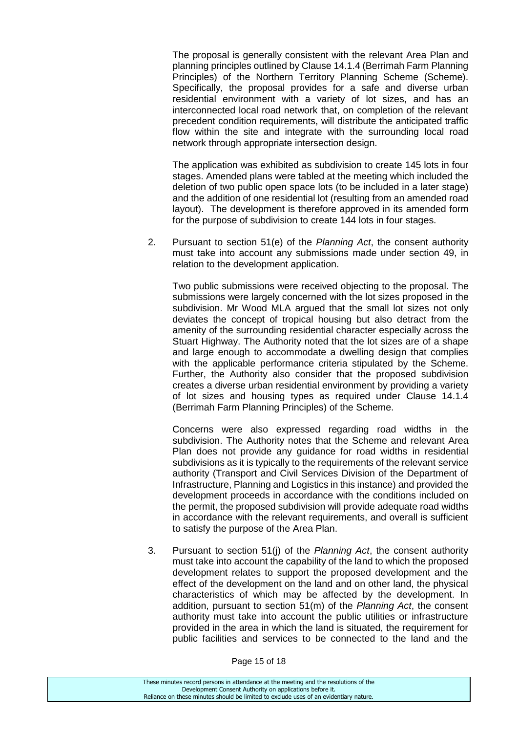The proposal is generally consistent with the relevant Area Plan and planning principles outlined by Clause 14.1.4 (Berrimah Farm Planning Principles) of the Northern Territory Planning Scheme (Scheme). Specifically, the proposal provides for a safe and diverse urban residential environment with a variety of lot sizes, and has an interconnected local road network that, on completion of the relevant precedent condition requirements, will distribute the anticipated traffic flow within the site and integrate with the surrounding local road network through appropriate intersection design.

The application was exhibited as subdivision to create 145 lots in four stages. Amended plans were tabled at the meeting which included the deletion of two public open space lots (to be included in a later stage) and the addition of one residential lot (resulting from an amended road layout). The development is therefore approved in its amended form for the purpose of subdivision to create 144 lots in four stages.

2. Pursuant to section 51(e) of the *Planning Act*, the consent authority must take into account any submissions made under section 49, in relation to the development application.

   Two public submissions were received objecting to the proposal. The submissions were largely concerned with the lot sizes proposed in the subdivision. Mr Wood MLA argued that the small lot sizes not only deviates the concept of tropical housing but also detract from the amenity of the surrounding residential character especially across the Stuart Highway. The Authority noted that the lot sizes are of a shape and large enough to accommodate a dwelling design that complies with the applicable performance criteria stipulated by the Scheme. Further, the Authority also consider that the proposed subdivision creates a diverse urban residential environment by providing a variety of lot sizes and housing types as required under Clause 14.1.4 (Berrimah Farm Planning Principles) of the Scheme.

   Concerns were also expressed regarding road widths in the subdivision. The Authority notes that the Scheme and relevant Area Plan does not provide any guidance for road widths in residential subdivisions as it is typically to the requirements of the relevant service authority (Transport and Civil Services Division of the Department of Infrastructure, Planning and Logistics in this instance) and provided the development proceeds in accordance with the conditions included on the permit, the proposed subdivision will provide adequate road widths in accordance with the relevant requirements, and overall is sufficient to satisfy the purpose of the Area Plan.

3. Pursuant to section 51(j) of the *Planning Act*, the consent authority must take into account the capability of the land to which the proposed development relates to support the proposed development and the effect of the development on the land and on other land, the physical characteristics of which may be affected by the development. In addition, pursuant to section 51(m) of the *Planning Act*, the consent authority must take into account the public utilities or infrastructure provided in the area in which the land is situated, the requirement for public facilities and services to be connected to the land and the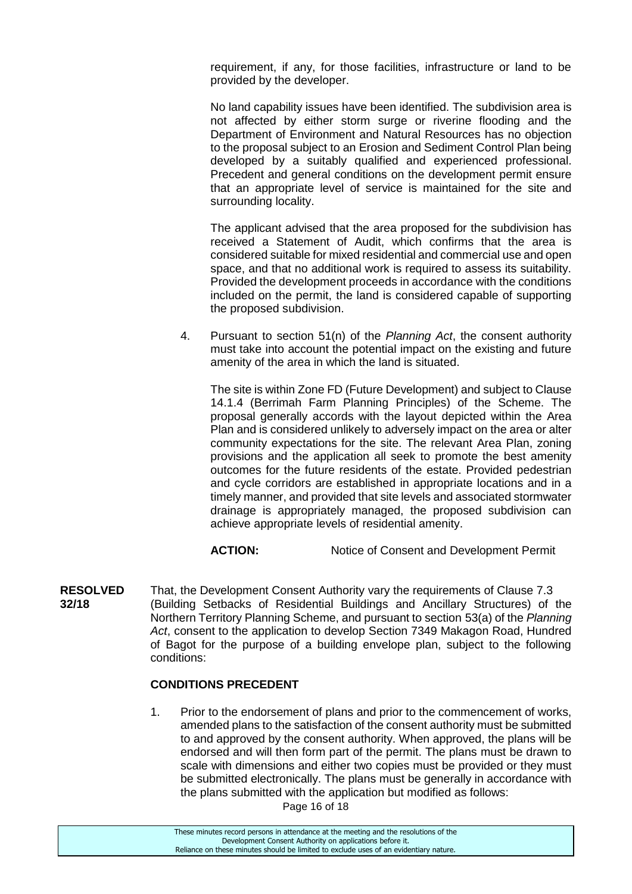requirement, if any, for those facilities, infrastructure or land to be provided by the developer.

No land capability issues have been identified. The subdivision area is not affected by either storm surge or riverine flooding and the Department of Environment and Natural Resources has no objection to the proposal subject to an Erosion and Sediment Control Plan being developed by a suitably qualified and experienced professional. Precedent and general conditions on the development permit ensure that an appropriate level of service is maintained for the site and surrounding locality.

The applicant advised that the area proposed for the subdivision has received a Statement of Audit, which confirms that the area is considered suitable for mixed residential and commercial use and open space, and that no additional work is required to assess its suitability. Provided the development proceeds in accordance with the conditions included on the permit, the land is considered capable of supporting the proposed subdivision.

4. Pursuant to section 51(n) of the *Planning Act*, the consent authority must take into account the potential impact on the existing and future amenity of the area in which the land is situated.

   The site is within Zone FD (Future Development) and subject to Clause 14.1.4 (Berrimah Farm Planning Principles) of the Scheme. The proposal generally accords with the layout depicted within the Area Plan and is considered unlikely to adversely impact on the area or alter community expectations for the site. The relevant Area Plan, zoning provisions and the application all seek to promote the best amenity outcomes for the future residents of the estate. Provided pedestrian and cycle corridors are established in appropriate locations and in a timely manner, and provided that site levels and associated stormwater drainage is appropriately managed, the proposed subdivision can achieve appropriate levels of residential amenity.

**ACTION:** Notice of Consent and Development Permit

**RESOLVED 32/18** That, the Development Consent Authority vary the requirements of Clause 7.3 (Building Setbacks of Residential Buildings and Ancillary Structures) of the Northern Territory Planning Scheme, and pursuant to section 53(a) of the *Planning Act*, consent to the application to develop Section 7349 Makagon Road, Hundred of Bagot for the purpose of a building envelope plan, subject to the following conditions:

**CONDITIONS PRECEDENT**

1. Prior to the endorsement of plans and prior to the commencement of works, amended plans to the satisfaction of the consent authority must be submitted to and approved by the consent authority. When approved, the plans will be endorsed and will then form part of the permit. The plans must be drawn to scale with dimensions and either two copies must be provided or they must be submitted electronically. The plans must be generally in accordance with the plans submitted with the application but modified as follows:

These minutes record persons in attendance at the meeting and the resolutions of the Development Consent Authority on applications before it.
Reliance on these minutes should be limited to exclude uses of an evidentiary nature.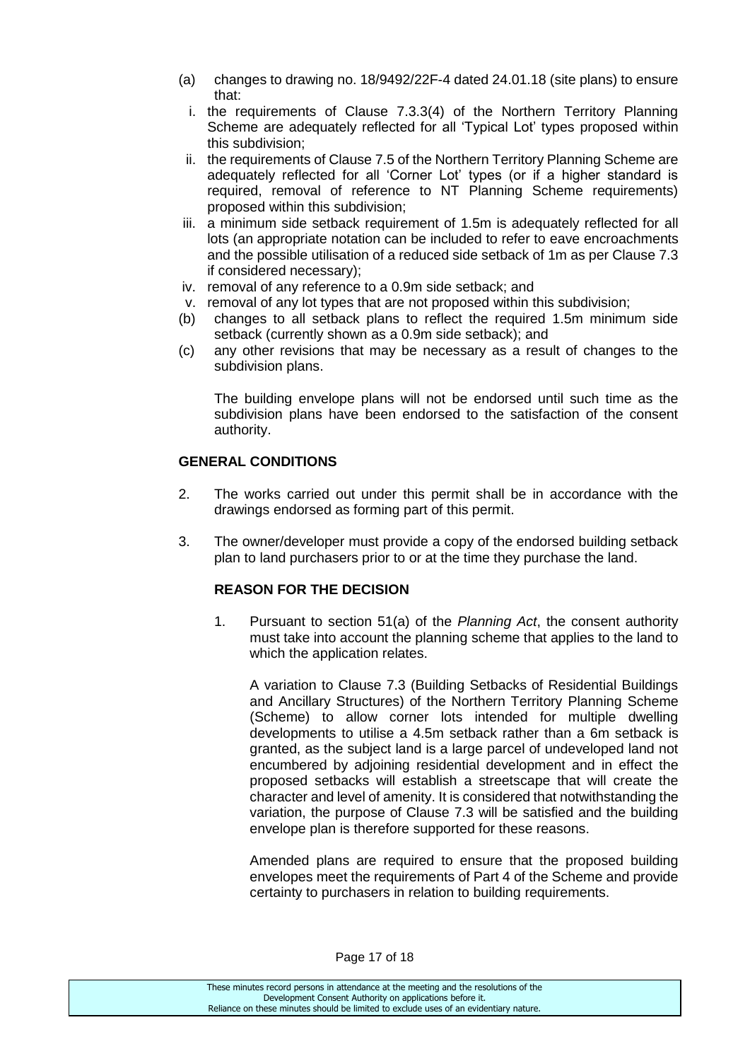(a) changes to drawing no. 18/9492/22F-4 dated 24.01.18 (site plans) to ensure that:

  i. the requirements of Clause 7.3.3(4) of the Northern Territory Planning Scheme are adequately reflected for all 'Typical Lot' types proposed within this subdivision;

  ii. the requirements of Clause 7.5 of the Northern Territory Planning Scheme are adequately reflected for all 'Corner Lot' types (or if a higher standard is required, removal of reference to NT Planning Scheme requirements) proposed within this subdivision;

  iii. a minimum side setback requirement of 1.5m is adequately reflected for all lots (an appropriate notation can be included to refer to eave encroachments and the possible utilisation of a reduced side setback of 1m as per Clause 7.3 if considered necessary);

  iv. removal of any reference to a 0.9m side setback; and

  v. removal of any lot types that are not proposed within this subdivision;

(b) changes to all setback plans to reflect the required 1.5m minimum side setback (currently shown as a 0.9m side setback); and

(c) any other revisions that may be necessary as a result of changes to the subdivision plans.

The building envelope plans will not be endorsed until such time as the subdivision plans have been endorsed to the satisfaction of the consent authority.

**GENERAL CONDITIONS**

2. The works carried out under this permit shall be in accordance with the drawings endorsed as forming part of this permit.

3. The owner/developer must provide a copy of the endorsed building setback plan to land purchasers prior to or at the time they purchase the land.

**REASON FOR THE DECISION**

1. Pursuant to section 51(a) of the *Planning Act*, the consent authority must take into account the planning scheme that applies to the land to which the application relates.

   A variation to Clause 7.3 (Building Setbacks of Residential Buildings and Ancillary Structures) of the Northern Territory Planning Scheme (Scheme) to allow corner lots intended for multiple dwelling developments to utilise a 4.5m setback rather than a 6m setback is granted, as the subject land is a large parcel of undeveloped land not encumbered by adjoining residential development and in effect the proposed setbacks will establish a streetscape that will create the character and level of amenity. It is considered that notwithstanding the variation, the purpose of Clause 7.3 will be satisfied and the building envelope plan is therefore supported for these reasons.

   Amended plans are required to ensure that the proposed building envelopes meet the requirements of Part 4 of the Scheme and provide certainty to purchasers in relation to building requirements.

These minutes record persons in attendance at the meeting and the resolutions of the Development Consent Authority on applications before it.
Reliance on these minutes should be limited to exclude uses of an evidentiary nature.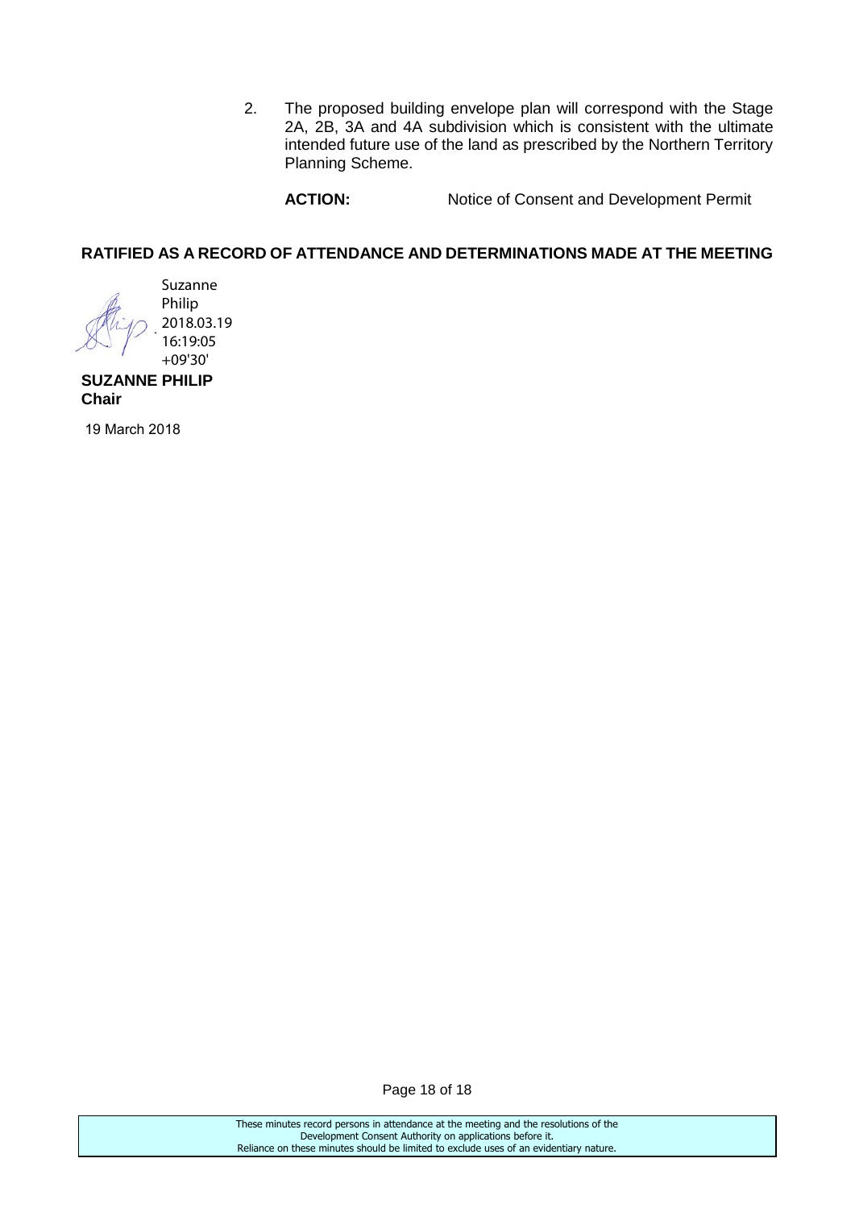2. The proposed building envelope plan will correspond with the Stage 2A, 2B, 3A and 4A subdivision which is consistent with the ultimate intended future use of the land as prescribed by the Northern Territory Planning Scheme.

**ACTION:** Notice of Consent and Development Permit

**RATIFIED AS A RECORD OF ATTENDANCE AND DETERMINATIONS MADE AT THE MEETING**

Suzanne Philip 2018.03.19 16:19:05 +09'30'

**SUZANNE PHILIP**
**Chair**

19 March 2018

These minutes record persons in attendance at the meeting and the resolutions of the Development Consent Authority on applications before it. Reliance on these minutes should be limited to exclude uses of an evidentiary nature.